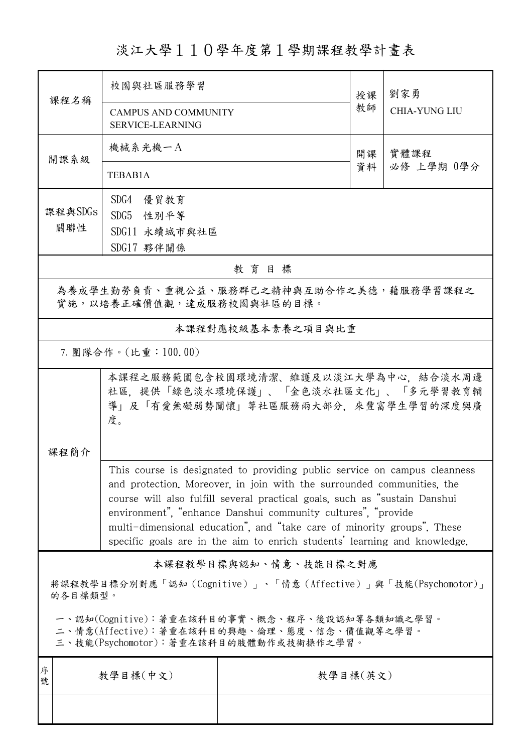# 淡江大學110學年度第1學期課程教學計畫表

| 課程名稱 | 校園與社區服務學習<br>CAMPUS AND COMMUNITY SERVICE-LEARNING | 授課教師 | 劉家勇<br>CHIA-YUNG LIU |
|---|---|---|---|
| 開課系級 | 機械系光機一A<br>TEBAB1A | 開課資料 | 實體課程<br>必修 上學期 0學分 |
| 課程與SDGs關聯性 | SDG4 優質教育<br>SDG5 性別平等<br>SDG11 永續城市與社區<br>SDG17 夥伴關係 | | |

## 教育目標

為養成學生勤勞負責、重視公益、服務群己之精神與互助合作之美德，藉服務學習課程之實施，以培養正確價值觀，達成服務校園與社區的目標。

## 本課程對應校級基本素養之項目與比重

7. 團隊合作。(比重：100.00)

## 課程簡介

本課程之服務範圍包含校園環境清潔、維護及以淡江大學為中心，結合淡水周邊社區，提供「綠色淡水環境保護」、「金色淡水社區文化」、「多元學習教育輔導」及「有愛無礙弱勢關懷」等社區服務兩大部分，來豐富學生學習的深度與廣度。

This course is designated to providing public service on campus cleanness and protection. Moreover, in join with the surrounded communities, the course will also fulfill several practical goals, such as "sustain Danshui environment", "enhance Danshui community cultures", "provide multi-dimensional education", and "take care of minority groups". These specific goals are in the aim to enrich students' learning and knowledge.

## 本課程教學目標與認知、情意、技能目標之對應

將課程教學目標分別對應「認知(Cognitive)」、「情意(Affective)」與「技能(Psychomotor)」的各目標類型。

一、認知(Cognitive)：著重在該科目的事實、概念、程序、後設認知等各類知識之學習。
二、情意(Affective)：著重在該科目的興趣、倫理、態度、信念、價值觀等之學習。
三、技能(Psychomotor)：著重在該科目的肢體動作或技術操作之學習。

| 序號 | 教學目標(中文) | 教學目標(英文) |
|---|---|---|
| | | |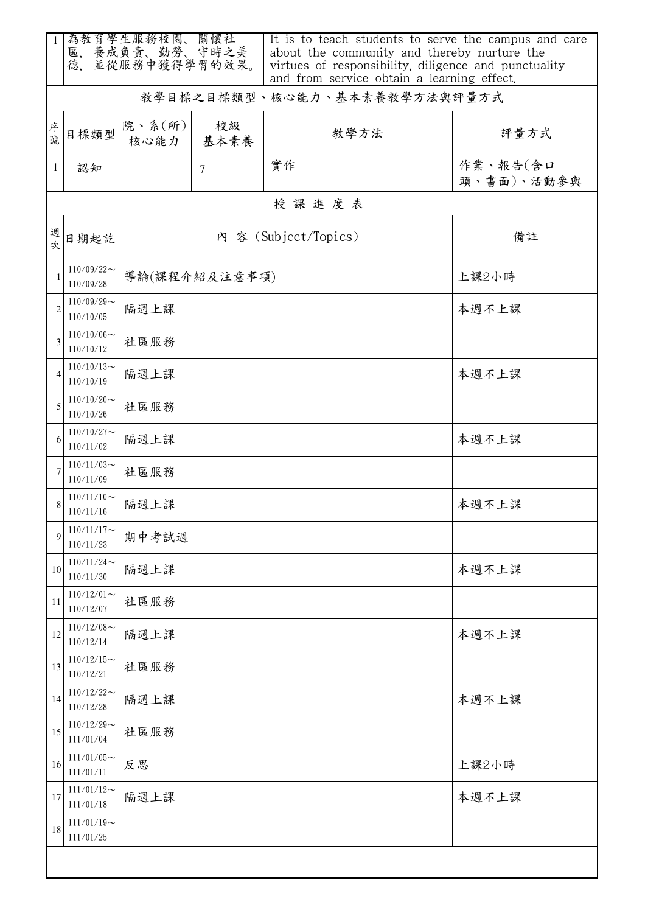| 1 | 為教育學生服務校園、關懷社區，養成負責、勤勞、守時之美德，並從服務中獲得學習的效果。 | It is to teach students to serve the campus and care about the community and thereby nurture the virtues of responsibility, diligence and punctuality and from service obtain a learning effect. |
|---|---|---|

教學目標之目標類型、核心能力、基本素養教學方法與評量方式

| 序號 | 目標類型 | 院、系(所)核心能力 | 校級基本素養 | 教學方法 | 評量方式 |
|---|---|---|---|---|---|
| 1 | 認知 | | 7 | 實作 | 作業、報告(含口頭、書面)、活動參與 |

授課進度表

| 週次 | 日期起訖 | 內 容 (Subject/Topics) | 備註 |
|---|---|---|---|
| 1 | 110/09/22～110/09/28 | 導論(課程介紹及注意事項) | 上課2小時 |
| 2 | 110/09/29～110/10/05 | 隔週上課 | 本週不上課 |
| 3 | 110/10/06～110/10/12 | 社區服務 | |
| 4 | 110/10/13～110/10/19 | 隔週上課 | 本週不上課 |
| 5 | 110/10/20～110/10/26 | 社區服務 | |
| 6 | 110/10/27～110/11/02 | 隔週上課 | 本週不上課 |
| 7 | 110/11/03～110/11/09 | 社區服務 | |
| 8 | 110/11/10～110/11/16 | 隔週上課 | 本週不上課 |
| 9 | 110/11/17～110/11/23 | 期中考試週 | |
| 10 | 110/11/24～110/11/30 | 隔週上課 | 本週不上課 |
| 11 | 110/12/01～110/12/07 | 社區服務 | |
| 12 | 110/12/08～110/12/14 | 隔週上課 | 本週不上課 |
| 13 | 110/12/15～110/12/21 | 社區服務 | |
| 14 | 110/12/22～110/12/28 | 隔週上課 | 本週不上課 |
| 15 | 110/12/29～111/01/04 | 社區服務 | |
| 16 | 111/01/05～111/01/11 | 反思 | 上課2小時 |
| 17 | 111/01/12～111/01/18 | 隔週上課 | 本週不上課 |
| 18 | 111/01/19～111/01/25 | | |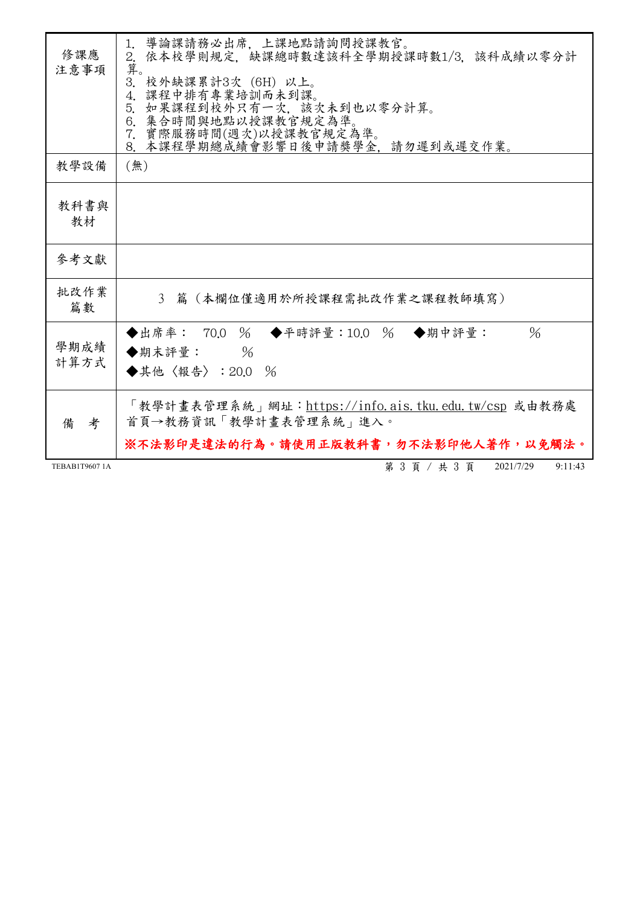| | |
|---|---|
| 修課應注意事項 | 1. 導論課請務必出席，上課地點請詢問授課教官。<br>2. 依本校學則規定，缺課總時數達該科全學期授課時數1/3，該科成績以零分計算。<br>3. 校外缺課累計3次（6H）以上。<br>4. 課程中排有專業培訓而未到課。<br>5. 如果課程到校外只有一次，該次未到也以零分計算。<br>6. 集合時間與地點以授課教官規定為準。<br>7. 實際服務時間(週次)以授課教官規定為準。<br>8. 本課程學期總成績會影響日後申請獎學金，請勿遲到或遲交作業。 |
| 教學設備 | (無) |
| 教科書與教材 | |
| 參考文獻 | |
| 批改作業篇數 | 3 篇（本欄位僅適用於所授課程需批改作業之課程教師填寫） |
| 學期成績計算方式 | ◆出席率： 70.0 ％ ◆平時評量：10.0 ％ ◆期中評量： ％<br>◆期末評量： ％<br>◆其他〈報告〉：20.0 ％ |
| 備　考 | 「教學計畫表管理系統」網址：https://info.ais.tku.edu.tw/csp 或由教務處首頁→教務資訊「教學計畫表管理系統」進入。<br>**※不法影印是違法的行為。請使用正版教科書，勿不法影印他人著作，以免觸法。** |

TEBAB1T9607 1A　　2021/7/29　9:11:43